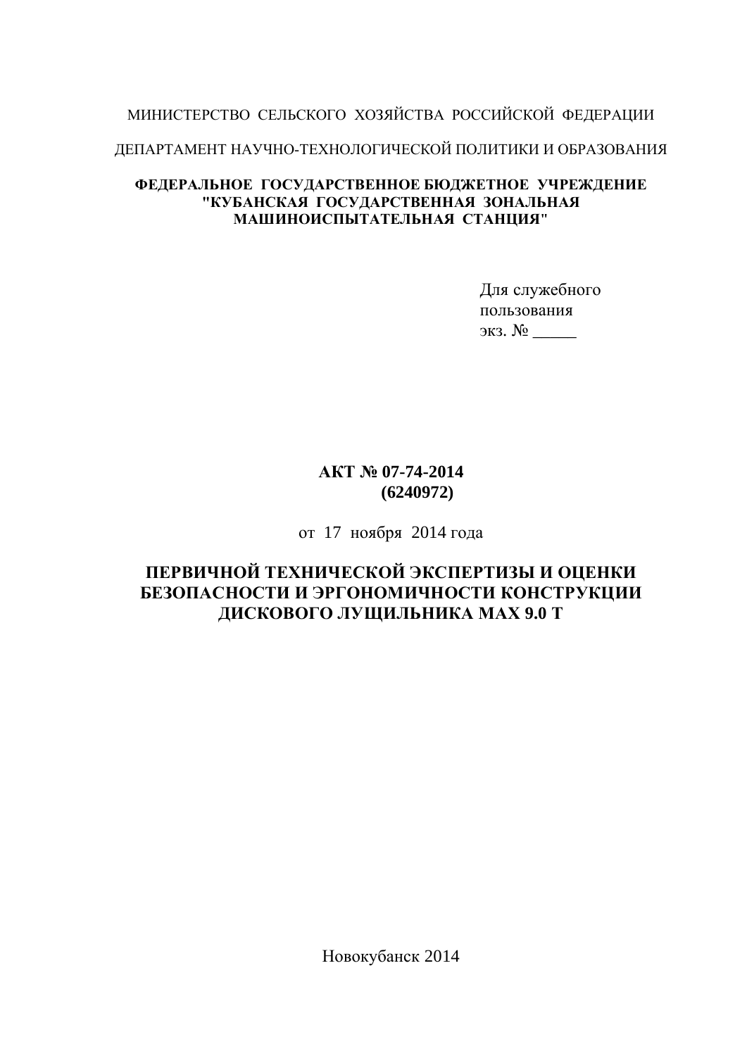МИНИСТЕРСТВО СЕЛЬСКОГО ХОЗЯЙСТВА РОССИЙСКОЙ ФЕДЕРАЦИИ

ДЕПАРТАМЕНТ НАУЧНО-ТЕХНОЛОГИЧЕСКОЙ ПОЛИТИКИ И ОБРАЗОВАНИЯ

**ФЕДЕРАЛЬНОЕ ГОСУДАРСТВЕННОЕ БЮДЖЕТНОЕ УЧРЕЖДЕНИЕ "КУБАНСКАЯ ГОСУДАРСТВЕННАЯ ЗОНАЛЬНАЯ МАШИНОИСПЫТАТЕЛЬНАЯ СТАНЦИЯ"**

Для служебного пользования
экз. № _____

**АКТ № 07-74-2014**
**(6240972)**

от 17 ноября 2014 года

# ПЕРВИЧНОЙ ТЕХНИЧЕСКОЙ ЭКСПЕРТИЗЫ И ОЦЕНКИ БЕЗОПАСНОСТИ И ЭРГОНОМИЧНОСТИ КОНСТРУКЦИИ ДИСКОВОГО ЛУЩИЛЬНИКА MAX 9.0 T

Новокубанск 2014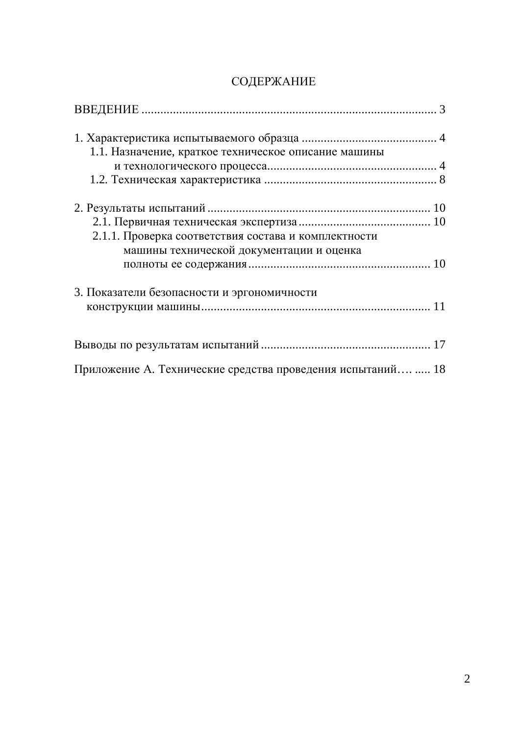# СОДЕРЖАНИЕ

ВВЕДЕНИЕ ........................................................................................ 3

1. Характеристика испытываемого образца ......................................... 4
   1.1. Назначение, краткое техническое описание машины и технологического процесса..................................................... 4
   1.2. Техническая характеристика ...................................................... 8

2. Результаты испытаний ..................................................................... 10
   2.1. Первичная техническая экспертиза ......................................... 10
   2.1.1. Проверка соответствия состава и комплектности машины технической документации и оценка полноты ее содержания ......................................................... 10

3. Показатели безопасности и эргономичности конструкции машины........................................................................ 11

Выводы по результатам испытаний ..................................................... 17

Приложение А. Технические средства проведения испытаний…. ..... 18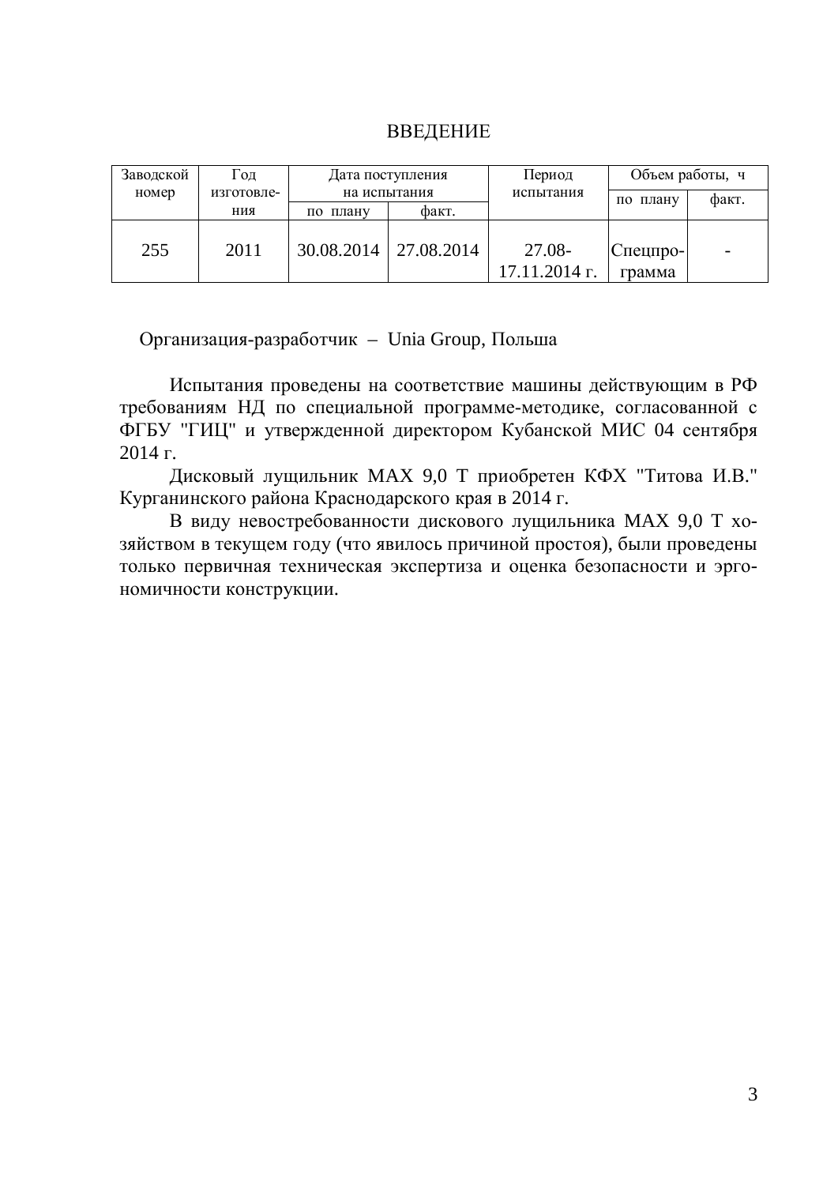# ВВЕДЕНИЕ

| Заводской номер | Год изготовления | Дата поступления на испытания | | Период испытания | Объем работы, ч | |
|---|---|---|---|---|---|---|
| | | по плану | факт. | | по плану | факт. |
| 255 | 2011 | 30.08.2014 | 27.08.2014 | 27.08-17.11.2014 г. | Спецпрограмма | - |

Организация-разработчик – Unia Group, Польша

Испытания проведены на соответствие машины действующим в РФ требованиям НД по специальной программе-методике, согласованной с ФГБУ "ГИЦ" и утвержденной директором Кубанской МИС 04 сентября 2014 г.

Дисковый лущильник MAX 9,0 T приобретен КФХ "Титова И.В." Курганинского района Краснодарского края в 2014 г.

В виду невостребованности дискового лущильника MAX 9,0 T хозяйством в текущем году (что явилось причиной простоя), были проведены только первичная техническая экспертиза и оценка безопасности и эргономичности конструкции.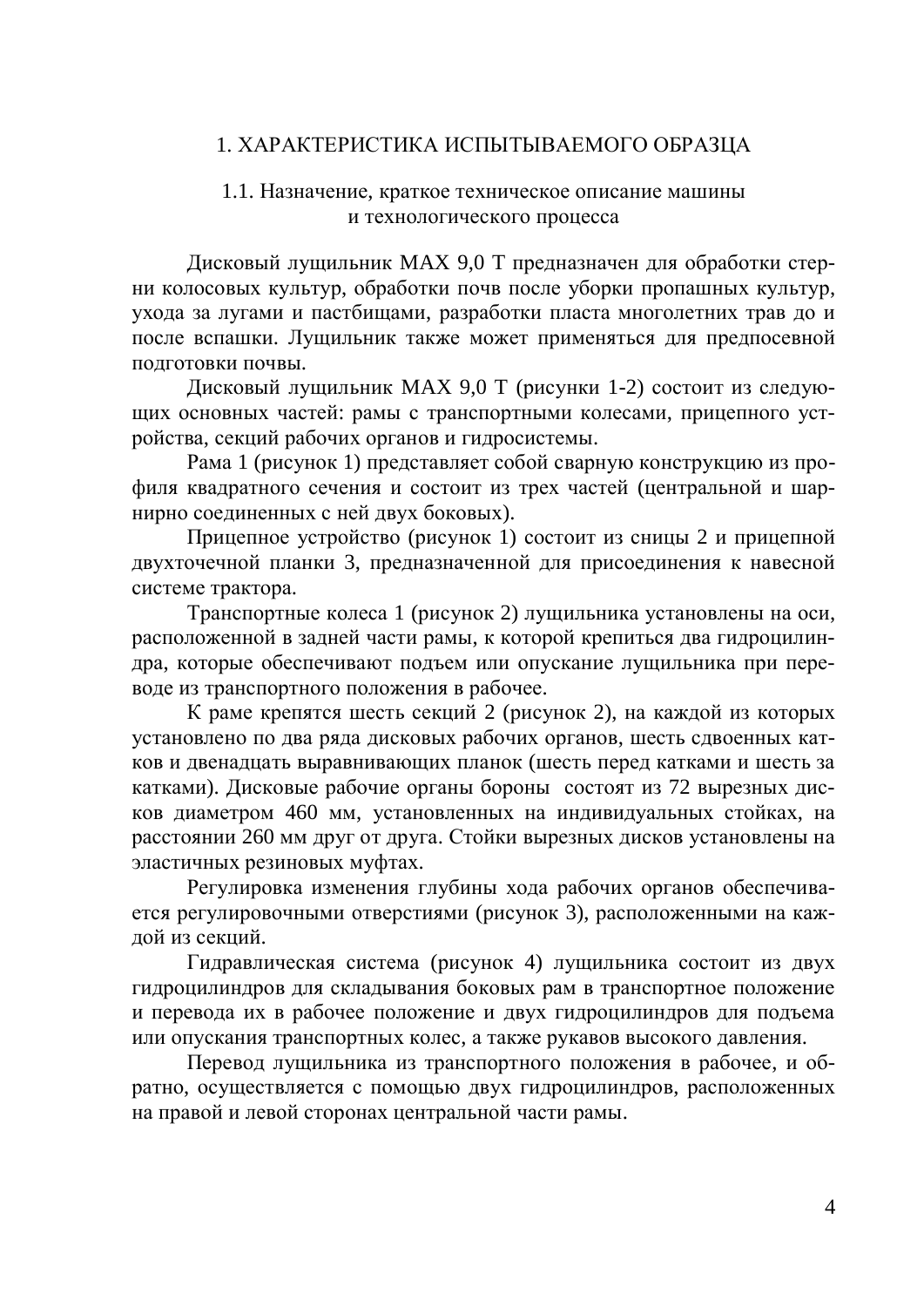# 1. ХАРАКТЕРИСТИКА ИСПЫТЫВАЕМОГО ОБРАЗЦА

## 1.1. Назначение, краткое техническое описание машины и технологического процесса

Дисковый лущильник MAX 9,0 T предназначен для обработки стерни колосовых культур, обработки почв после уборки пропашных культур, ухода за лугами и пастбищами, разработки пласта многолетних трав до и после вспашки. Лущильник также может применяться для предпосевной подготовки почвы.

Дисковый лущильник MAX 9,0 T (рисунки 1-2) состоит из следующих основных частей: рамы с транспортными колесами, прицепного устройства, секций рабочих органов и гидросистемы.

Рама 1 (рисунок 1) представляет собой сварную конструкцию из профиля квадратного сечения и состоит из трех частей (центральной и шарнирно соединенных с ней двух боковых).

Прицепное устройство (рисунок 1) состоит из сницы 2 и прицепной двухточечной планки 3, предназначенной для присоединения к навесной системе трактора.

Транспортные колеса 1 (рисунок 2) лущильника установлены на оси, расположенной в задней части рамы, к которой крепиться два гидроцилиндра, которые обеспечивают подъем или опускание лущильника при переводе из транспортного положения в рабочее.

К раме крепятся шесть секций 2 (рисунок 2), на каждой из которых установлено по два ряда дисковых рабочих органов, шесть сдвоенных катков и двенадцать выравнивающих планок (шесть перед катками и шесть за катками). Дисковые рабочие органы бороны состоят из 72 вырезных дисков диаметром 460 мм, установленных на индивидуальных стойках, на расстоянии 260 мм друг от друга. Стойки вырезных дисков установлены на эластичных резиновых муфтах.

Регулировка изменения глубины хода рабочих органов обеспечивается регулировочными отверстиями (рисунок 3), расположенными на каждой из секций.

Гидравлическая система (рисунок 4) лущильника состоит из двух гидроцилиндров для складывания боковых рам в транспортное положение и перевода их в рабочее положение и двух гидроцилиндров для подъема или опускания транспортных колес, а также рукавов высокого давления.

Перевод лущильника из транспортного положения в рабочее, и обратно, осуществляется с помощью двух гидроцилиндров, расположенных на правой и левой сторонах центральной части рамы.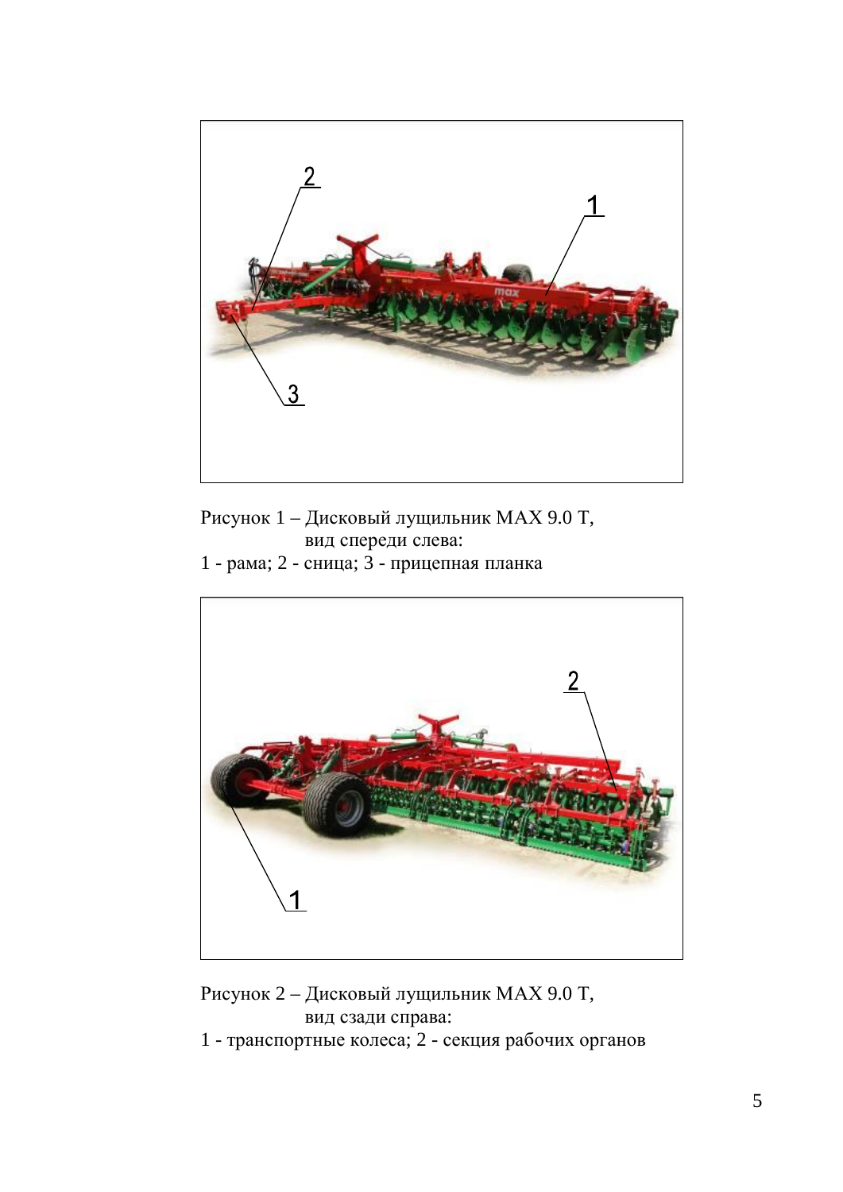Рисунок 1 – Дисковый лущильник MAX 9.0 T, вид спереди слева:

1 - рама; 2 - сница; 3 - прицепная планка

Рисунок 2 – Дисковый лущильник MAX 9.0 T, вид сзади справа:

1 - транспортные колеса; 2 - секция рабочих органов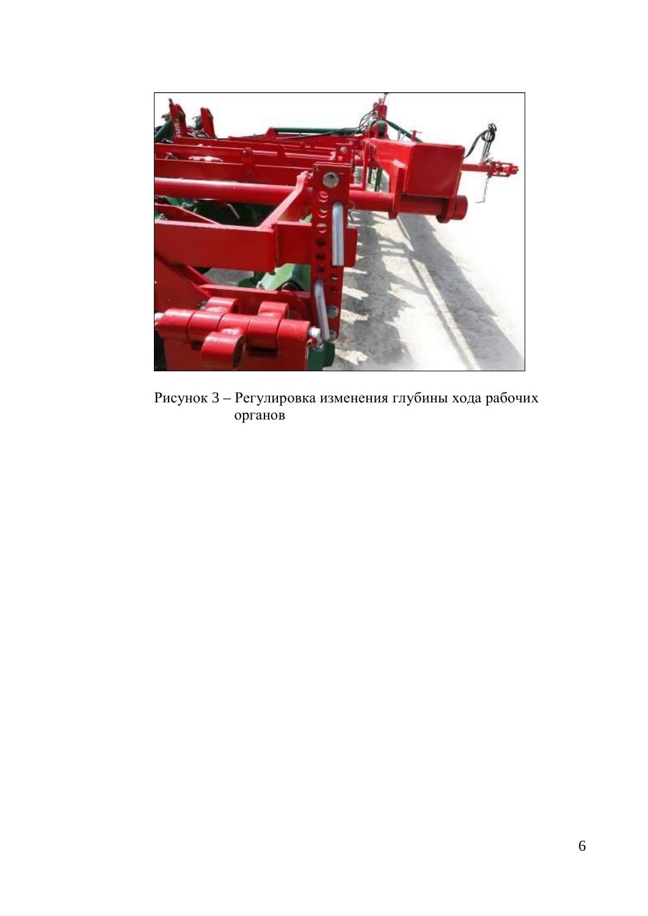Рисунок 3 – Регулировка изменения глубины хода рабочих органов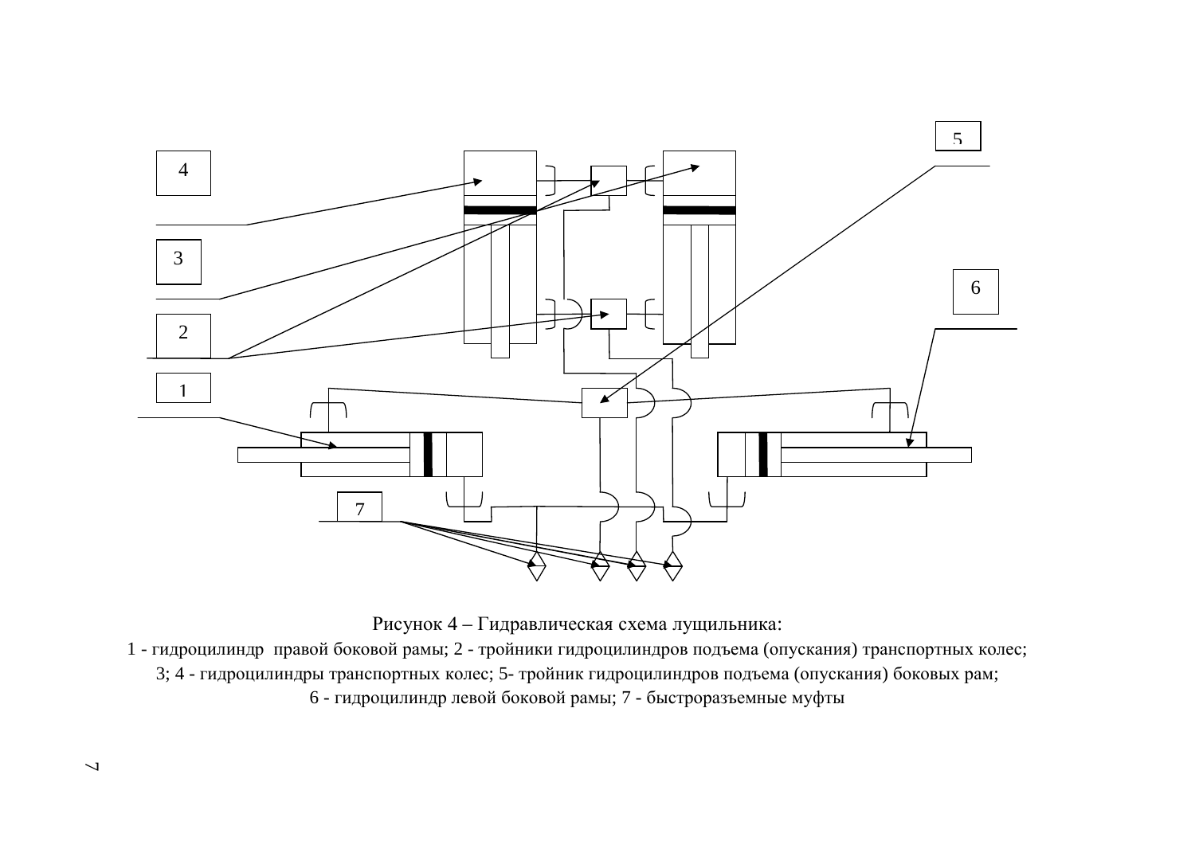Рисунок 4 – Гидравлическая схема лущильника:

1 - гидроцилиндр правой боковой рамы; 2 - тройники гидроцилиндров подъема (опускания) транспортных колес; 3; 4 - гидроцилиндры транспортных колес; 5- тройник гидроцилиндров подъема (опускания) боковых рам; 6 - гидроцилиндр левой боковой рамы; 7 - быстроразъемные муфты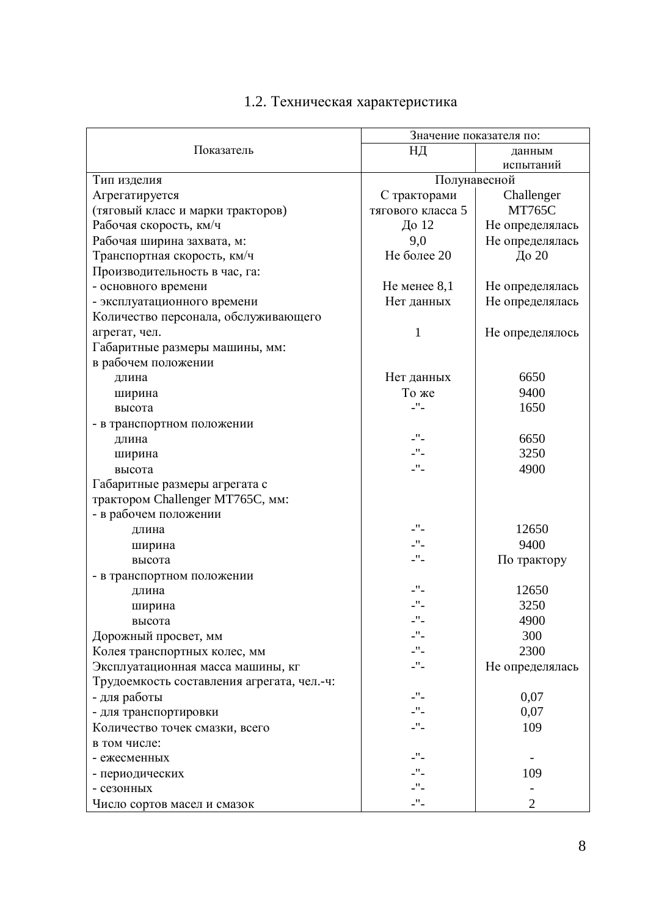## 1.2. Техническая характеристика

| Показатель | Значение показателя по: | |
|---|---|---|
| | НД | данным испытаний |
| Тип изделия | Полунавесной | |
| Агрегатируется (тяговый класс и марки тракторов) | С тракторами тягового класса 5 | Challenger MT765C |
| Рабочая скорость, км/ч | До 12 | Не определялась |
| Рабочая ширина захвата, м: | 9,0 | Не определялась |
| Транспортная скорость, км/ч | Не более 20 | До 20 |
| Производительность в час, га: | | |
| - основного времени | Не менее 8,1 | Не определялась |
| - эксплуатационного времени | Нет данных | Не определялась |
| Количество персонала, обслуживающего агрегат, чел. | 1 | Не определялось |
| Габаритные размеры машины, мм: | | |
| в рабочем положении | | |
| длина | Нет данных | 6650 |
| ширина | То же | 9400 |
| высота | -"- | 1650 |
| - в транспортном положении | | |
| длина | -"- | 6650 |
| ширина | -"- | 3250 |
| высота | -"- | 4900 |
| Габаритные размеры агрегата с трактором Challenger MT765C, мм: | | |
| - в рабочем положении | | |
| длина | -"- | 12650 |
| ширина | -"- | 9400 |
| высота | -"- | По трактору |
| - в транспортном положении | | |
| длина | -"- | 12650 |
| ширина | -"- | 3250 |
| высота | -"- | 4900 |
| Дорожный просвет, мм | -"- | 300 |
| Колея транспортных колес, мм | -"- | 2300 |
| Эксплуатационная масса машины, кг | -"- | Не определялась |
| Трудоемкость составления агрегата, чел.-ч: | | |
| - для работы | -"- | 0,07 |
| - для транспортировки | -"- | 0,07 |
| Количество точек смазки, всего | -"- | 109 |
| в том числе: | | |
| - ежесменных | -"- | - |
| - периодических | -"- | 109 |
| - сезонных | -"- | - |
| Число сортов масел и смазок | -"- | 2 |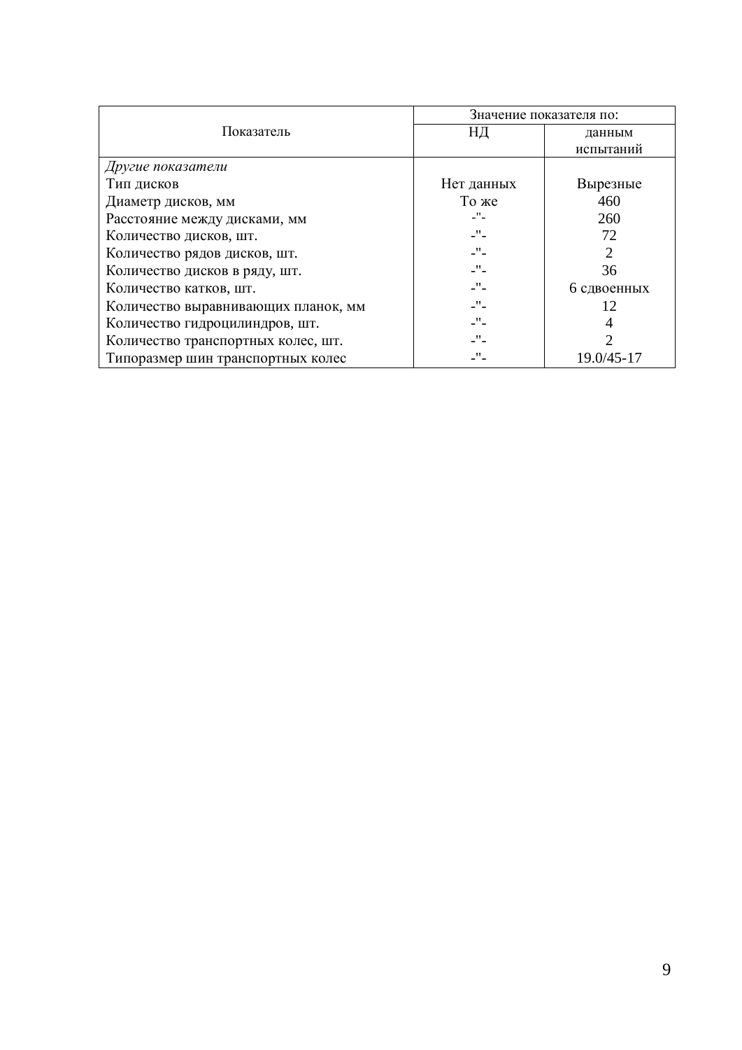| Показатель | Значение показателя по: | |
|---|---|---|
| | НД | данным испытаний |
| *Другие показатели* | | |
| Тип дисков | Нет данных | Вырезные |
| Диаметр дисков, мм | То же | 460 |
| Расстояние между дисками, мм | -"- | 260 |
| Количество дисков, шт. | -"- | 72 |
| Количество рядов дисков, шт. | -"- | 2 |
| Количество дисков в ряду, шт. | -"- | 36 |
| Количество катков, шт. | -"- | 6 сдвоенных |
| Количество выравнивающих планок, мм | -"- | 12 |
| Количество гидроцилиндров, шт. | -"- | 4 |
| Количество транспортных колес, шт. | -"- | 2 |
| Типоразмер шин транспортных колес | -"- | 19.0/45-17 |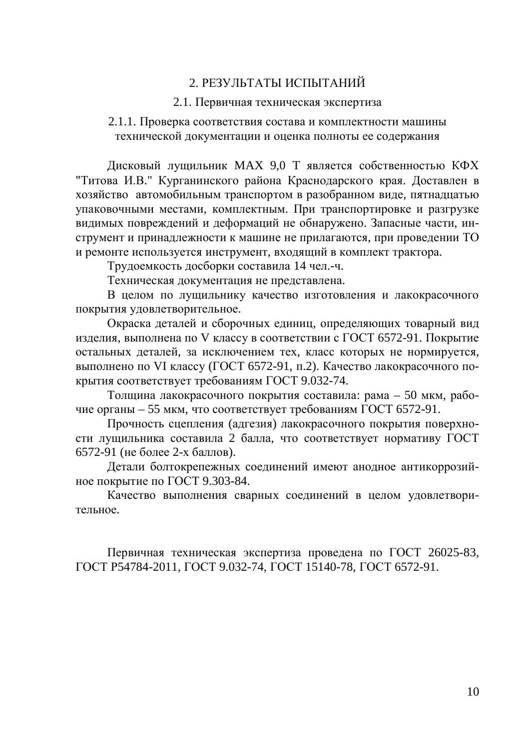## 2. РЕЗУЛЬТАТЫ ИСПЫТАНИЙ

### 2.1. Первичная техническая экспертиза

#### 2.1.1. Проверка соответствия состава и комплектности машины технической документации и оценка полноты ее содержания

Дисковый лущильник MAX 9,0 T является собственностью КФХ "Титова И.В." Курганинского района Краснодарского края. Доставлен в хозяйство автомобильным транспортом в разобранном виде, пятнадцатью упаковочными местами, комплектным. При транспортировке и разгрузке видимых повреждений и деформаций не обнаружено. Запасные части, инструмент и принадлежности к машине не прилагаются, при проведении ТО и ремонте используется инструмент, входящий в комплект трактора.

Трудоемкость досборки составила 14 чел.-ч.

Техническая документация не представлена.

В целом по лущильнику качество изготовления и лакокрасочного покрытия удовлетворительное.

Окраска деталей и сборочных единиц, определяющих товарный вид изделия, выполнена по V классу в соответствии с ГОСТ 6572-91. Покрытие остальных деталей, за исключением тех, класс которых не нормируется, выполнено по VI классу (ГОСТ 6572-91, п.2). Качество лакокрасочного покрытия соответствует требованиям ГОСТ 9.032-74.

Толщина лакокрасочного покрытия составила: рама – 50 мкм, рабочие органы – 55 мкм, что соответствует требованиям ГОСТ 6572-91.

Прочность сцепления (адгезия) лакокрасочного покрытия поверхности лущильника составила 2 балла, что соответствует нормативу ГОСТ 6572-91 (не более 2-х баллов).

Детали болтокрепежных соединений имеют анодное антикоррозийное покрытие по ГОСТ 9.303-84.

Качество выполнения сварных соединений в целом удовлетворительное.

Первичная техническая экспертиза проведена по ГОСТ 26025-83, ГОСТ Р54784-2011, ГОСТ 9.032-74, ГОСТ 15140-78, ГОСТ 6572-91.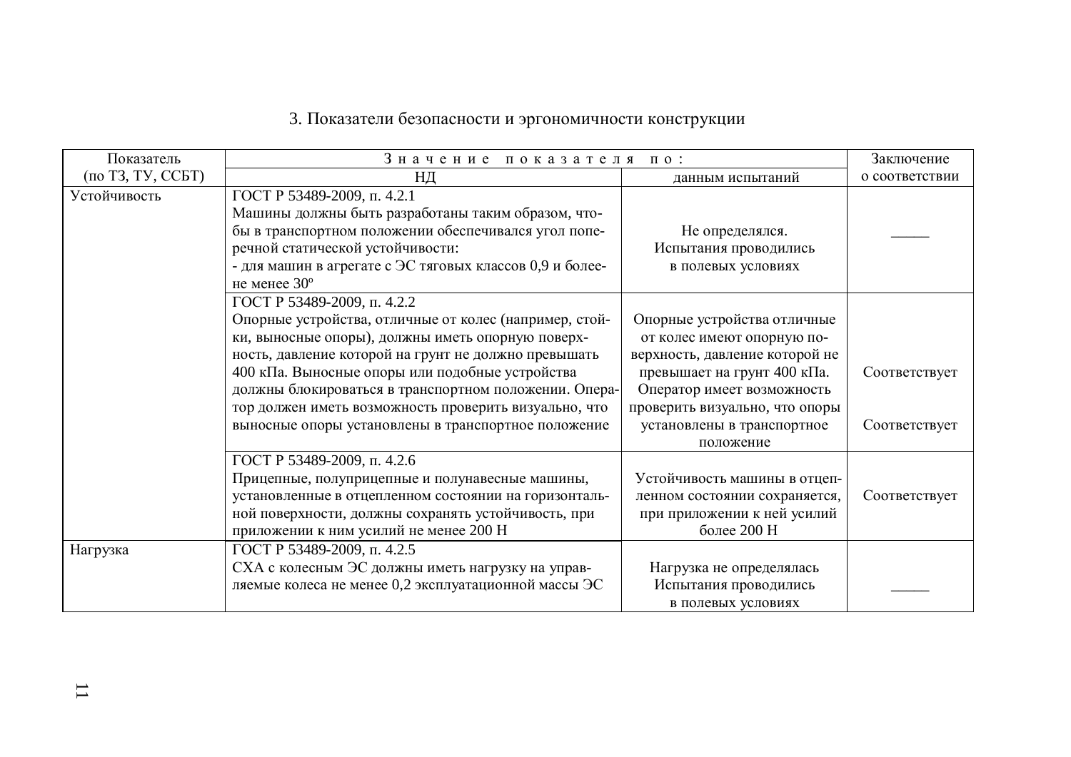## 3. Показатели безопасности и эргономичности конструкции

| Показатель (по ТЗ, ТУ, ССБТ) | Значение показателя по: | | Заключение о соответствии |
|---|---|---|---|
| | НД | данным испытаний | |
| Устойчивость | ГОСТ Р 53489-2009, п. 4.2.1 Машины должны быть разработаны таким образом, чтобы в транспортном положении обеспечивался угол поперечной статической устойчивости: - для машин в агрегате с ЭС тяговых классов 0,9 и более- не менее 30° | Не определялся. Испытания проводились в полевых условиях | _____ |
| | ГОСТ Р 53489-2009, п. 4.2.2 Опорные устройства, отличные от колес (например, стойки, выносные опоры), должны иметь опорную поверхность, давление которой на грунт не должно превышать 400 кПа. Выносные опоры или подобные устройства должны блокироваться в транспортном положении. Оператор должен иметь возможность проверить визуально, что выносные опоры установлены в транспортное положение | Опорные устройства отличные от колес имеют опорную поверхность, давление которой не превышает на грунт 400 кПа. Оператор имеет возможность проверить визуально, что опоры установлены в транспортное положение | Соответствует<br><br>Соответствует |
| | ГОСТ Р 53489-2009, п. 4.2.6 Прицепные, полуприцепные и полунавесные машины, установленные в отцепленном состоянии на горизонтальной поверхности, должны сохранять устойчивость, при приложении к ним усилий не менее 200 Н | Устойчивость машины в отцепленном состоянии сохраняется, при приложении к ней усилий более 200 Н | Соответствует |
| Нагрузка | ГОСТ Р 53489-2009, п. 4.2.5 СХА с колесным ЭС должны иметь нагрузку на управляемые колеса не менее 0,2 эксплуатационной массы ЭС | Нагрузка не определялась Испытания проводились в полевых условиях | _____ |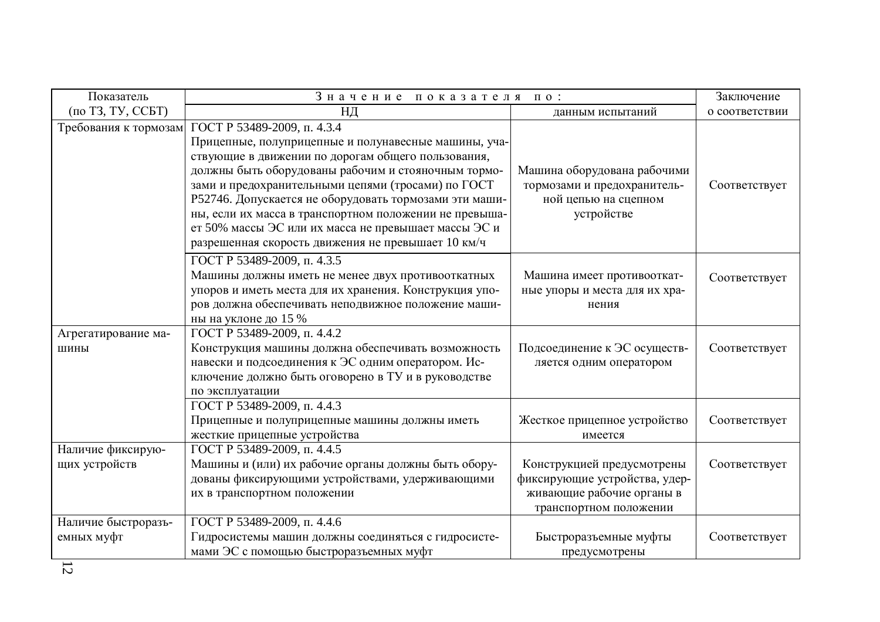| Показатель (по ТЗ, ТУ, ССБТ) | Значение показателя по: | | Заключение о соответствии |
|---|---|---|---|
| | НД | данным испытаний | |
| Требования к тормозам | ГОСТ Р 53489-2009, п. 4.3.4 Прицепные, полуприцепные и полунавесные машины, участвующие в движении по дорогам общего пользования, должны быть оборудованы рабочим и стояночным тормозами и предохранительными цепями (тросами) по ГОСТ Р52746. Допускается не оборудовать тормозами эти машины, если их масса в транспортном положении не превышает 50% массы ЭС или их масса не превышает массы ЭС и разрешенная скорость движения не превышает 10 км/ч | Машина оборудована рабочими тормозами и предохранительной цепью на сцепном устройстве | Соответствует |
| | ГОСТ Р 53489-2009, п. 4.3.5 Машины должны иметь не менее двух противооткатных упоров и иметь места для их хранения. Конструкция упоров должна обеспечивать неподвижное положение машины на уклоне до 15 % | Машина имеет противооткатные упоры и места для их хранения | Соответствует |
| Агрегатирование машины | ГОСТ Р 53489-2009, п. 4.4.2 Конструкция машины должна обеспечивать возможность навески и подсоединения к ЭС одним оператором. Исключение должно быть оговорено в ТУ и в руководстве по эксплуатации | Подсоединение к ЭС осуществляется одним оператором | Соответствует |
| | ГОСТ Р 53489-2009, п. 4.4.3 Прицепные и полуприцепные машины должны иметь жесткие прицепные устройства | Жесткое прицепное устройство имеется | Соответствует |
| Наличие фиксирующих устройств | ГОСТ Р 53489-2009, п. 4.4.5 Машины и (или) их рабочие органы должны быть оборудованы фиксирующими устройствами, удерживающими их в транспортном положении | Конструкцией предусмотрены фиксирующие устройства, удерживающие рабочие органы в транспортном положении | Соответствует |
| Наличие быстроразъемных муфт | ГОСТ Р 53489-2009, п. 4.4.6 Гидросистемы машин должны соединяться с гидросистемами ЭС с помощью быстроразъемных муфт | Быстроразъемные муфты предусмотрены | Соответствует |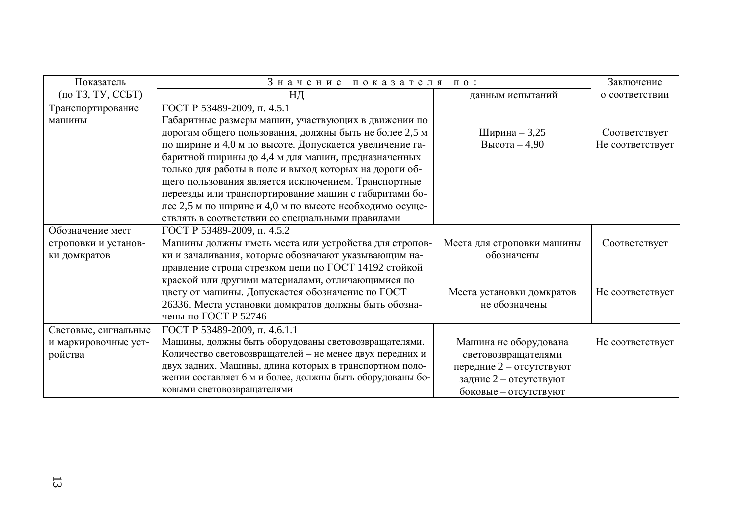| Показатель (по ТЗ, ТУ, ССБТ) | Значение показателя по: | | Заключение о соответствии |
|---|---|---|---|
| | НД | данным испытаний | |
| Транспортирование машины | ГОСТ Р 53489-2009, п. 4.5.1<br>Габаритные размеры машин, участвующих в движении по дорогам общего пользования, должны быть не более 2,5 м по ширине и 4,0 м по высоте. Допускается увеличение габаритной ширины до 4,4 м для машин, предназначенных только для работы в поле и выход которых на дороги общего пользования является исключением. Транспортные переезды или транспортирование машин с габаритами более 2,5 м по ширине и 4,0 м по высоте необходимо осуществлять в соответствии со специальными правилами | Ширина – 3,25<br>Высота – 4,90 | Соответствует<br>Не соответствует |
| Обозначение мест строповки и установки домкратов | ГОСТ Р 53489-2009, п. 4.5.2<br>Машины должны иметь места или устройства для строповки и зачаливания, которые обозначают указывающим направление стропа отрезком цепи по ГОСТ 14192 стойкой краской или другими материалами, отличающимися по цвету от машины. Допускается обозначение по ГОСТ 26336. Места установки домкратов должны быть обозначены по ГОСТ Р 52746 | Места для строповки машины обозначены<br><br>Места установки домкратов не обозначены | Соответствует<br><br>Не соответствует |
| Световые, сигнальные и маркировочные устройства | ГОСТ Р 53489-2009, п. 4.6.1.1<br>Машины, должны быть оборудованы световозвращателями. Количество световозвращателей – не менее двух передних и двух задних. Машины, длина которых в транспортном положении составляет 6 м и более, должны быть оборудованы боковыми световозвращателями | Машина не оборудована световозвращателями<br>передние 2 – отсутствуют<br>задние 2 – отсутствуют<br>боковые – отсутствуют | Не соответствует |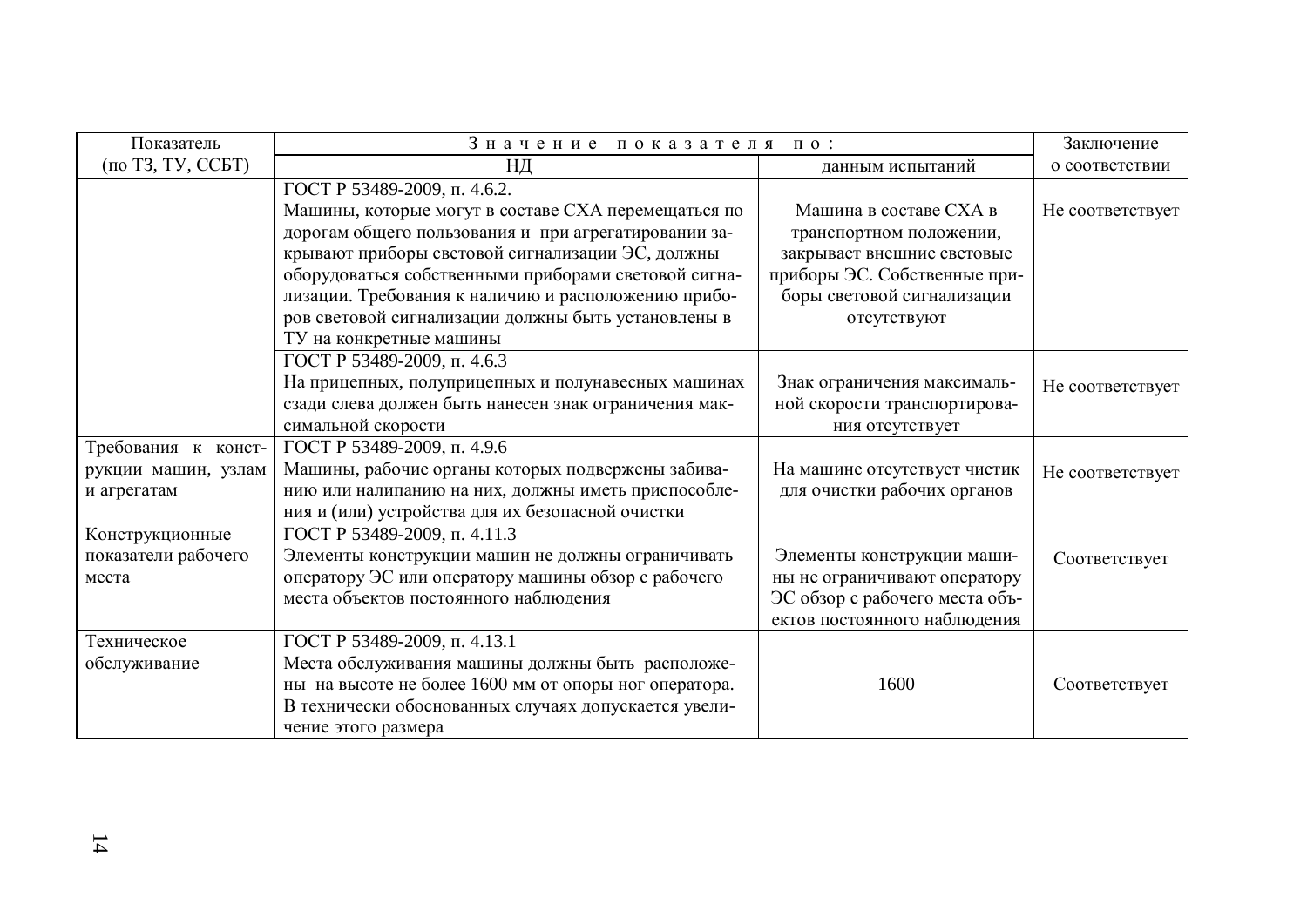| Показатель (по ТЗ, ТУ, ССБТ) | Значение показателя по: | | Заключение о соответствии |
|---|---|---|---|
| | НД | данным испытаний | |
| | ГОСТ Р 53489-2009, п. 4.6.2. Машины, которые могут в составе СХА перемещаться по дорогам общего пользования и при агрегатировании закрывают приборы световой сигнализации ЭС, должны оборудоваться собственными приборами световой сигнализации. Требования к наличию и расположению приборов световой сигнализации должны быть установлены в ТУ на конкретные машины | Машина в составе СХА в транспортном положении, закрывает внешние световые приборы ЭС. Собственные приборы световой сигнализации отсутствуют | Не соответствует |
| | ГОСТ Р 53489-2009, п. 4.6.3 На прицепных, полуприцепных и полунавесных машинах сзади слева должен быть нанесен знак ограничения максимальной скорости | Знак ограничения максимальной скорости транспортирования отсутствует | Не соответствует |
| Требования к конструкции машин, узлам и агрегатам | ГОСТ Р 53489-2009, п. 4.9.6 Машины, рабочие органы которых подвержены забиванию или налипанию на них, должны иметь приспособления и (или) устройства для их безопасной очистки | На машине отсутствует чистик для очистки рабочих органов | Не соответствует |
| Конструкционные показатели рабочего места | ГОСТ Р 53489-2009, п. 4.11.3 Элементы конструкции машин не должны ограничивать оператору ЭС или оператору машины обзор с рабочего места объектов постоянного наблюдения | Элементы конструкции машины не ограничивают оператору ЭС обзор с рабочего места объектов постоянного наблюдения | Соответствует |
| Техническое обслуживание | ГОСТ Р 53489-2009, п. 4.13.1 Места обслуживания машины должны быть расположены на высоте не более 1600 мм от опоры ног оператора. В технически обоснованных случаях допускается увеличение этого размера | 1600 | Соответствует |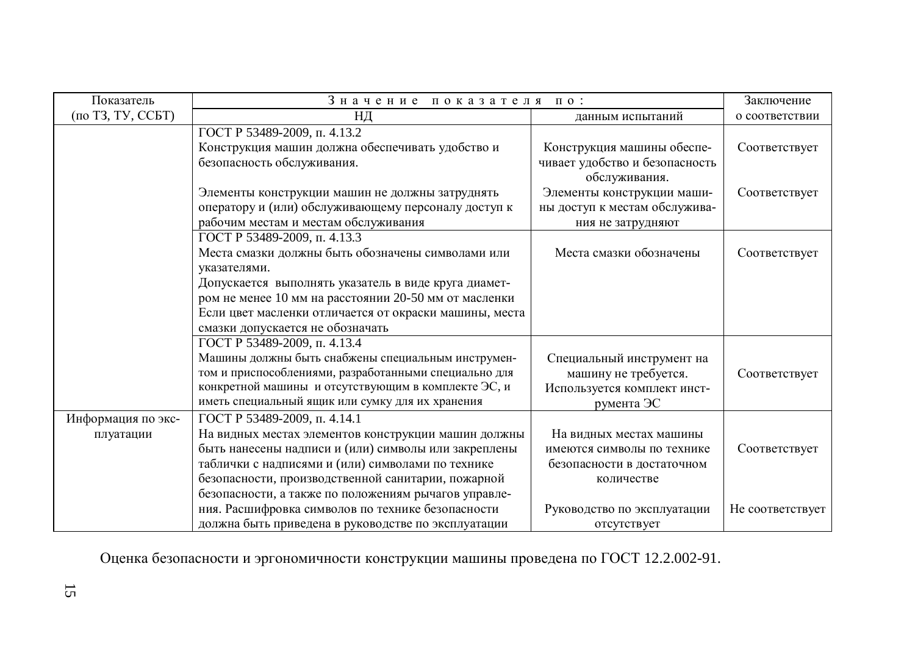| Показатель (по ТЗ, ТУ, ССБТ) | Значение показателя по: | | Заключение о соответствии |
|---|---|---|---|
| | НД | данным испытаний | |
| | ГОСТ Р 53489-2009, п. 4.13.2<br>Конструкция машин должна обеспечивать удобство и безопасность обслуживания. | Конструкция машины обеспечивает удобство и безопасность обслуживания. | Соответствует |
| | Элементы конструкции машин не должны затруднять оператору и (или) обслуживающему персоналу доступ к рабочим местам и местам обслуживания | Элементы конструкции машины доступ к местам обслуживания не затрудняют | Соответствует |
| | ГОСТ Р 53489-2009, п. 4.13.3<br>Места смазки должны быть обозначены символами или указателями.<br>Допускается выполнять указатель в виде круга диаметром не менее 10 мм на расстоянии 20-50 мм от масленки<br>Если цвет масленки отличается от окраски машины, места смазки допускается не обозначать | Места смазки обозначены | Соответствует |
| | ГОСТ Р 53489-2009, п. 4.13.4<br>Машины должны быть снабжены специальным инструментом и приспособлениями, разработанными специально для конкретной машины и отсутствующим в комплекте ЭС, и иметь специальный ящик или сумку для их хранения | Специальный инструмент на машину не требуется. Используется комплект инструмента ЭС | Соответствует |
| Информация по эксплуатации | ГОСТ Р 53489-2009, п. 4.14.1<br>На видных местах элементов конструкции машин должны быть нанесены надписи и (или) символы или закреплены таблички с надписями и (или) символами по технике безопасности, производственной санитарии, пожарной безопасности, а также по положениям рычагов управления. | На видных местах машины имеются символы по технике безопасности в достаточном количестве | Соответствует |
| | Расшифровка символов по технике безопасности должна быть приведена в руководстве по эксплуатации | Руководство по эксплуатации отсутствует | Не соответствует |

Оценка безопасности и эргономичности конструкции машины проведена по ГОСТ 12.2.002-91.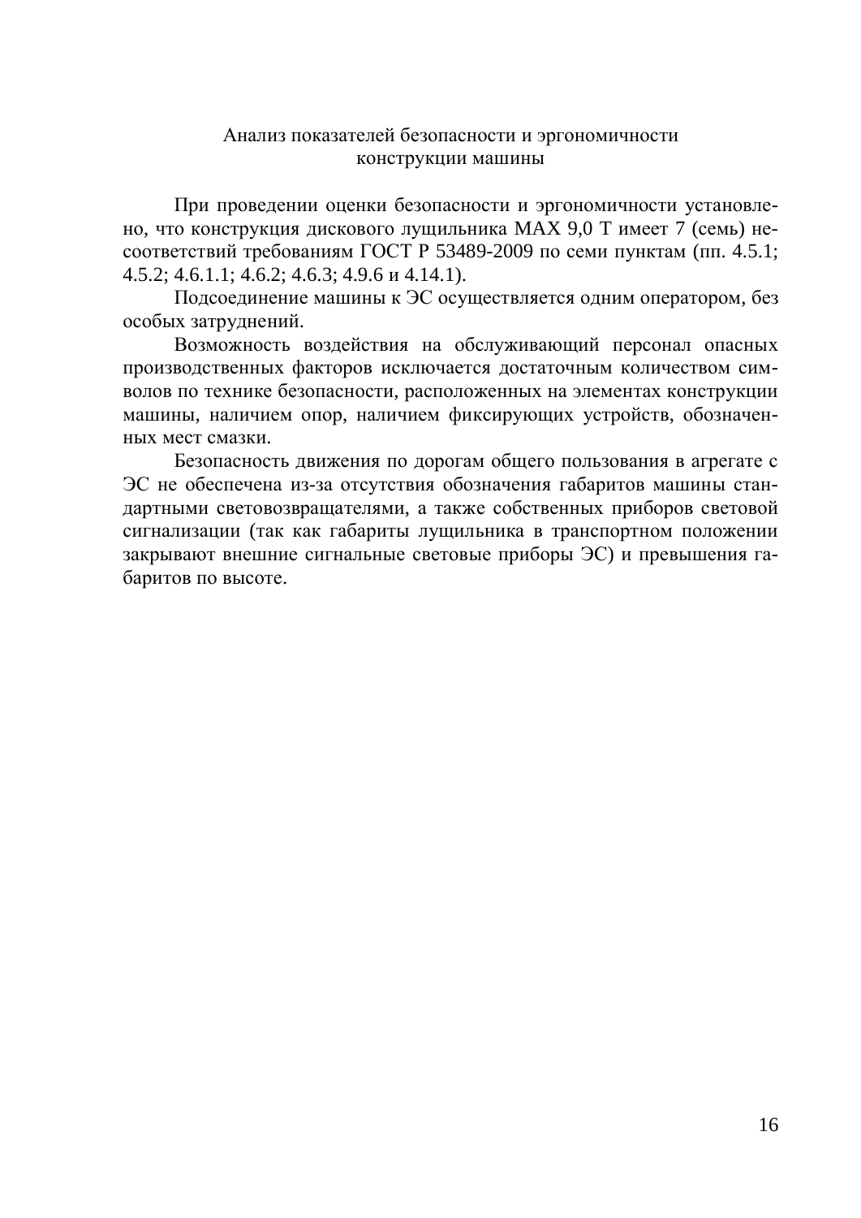## Анализ показателей безопасности и эргономичности конструкции машины

При проведении оценки безопасности и эргономичности установлено, что конструкция дискового лущильника MAX 9,0 T имеет 7 (семь) несоответствий требованиям ГОСТ Р 53489-2009 по семи пунктам (пп. 4.5.1; 4.5.2; 4.6.1.1; 4.6.2; 4.6.3; 4.9.6 и 4.14.1).

Подсоединение машины к ЭС осуществляется одним оператором, без особых затруднений.

Возможность воздействия на обслуживающий персонал опасных производственных факторов исключается достаточным количеством символов по технике безопасности, расположенных на элементах конструкции машины, наличием опор, наличием фиксирующих устройств, обозначенных мест смазки.

Безопасность движения по дорогам общего пользования в агрегате с ЭС не обеспечена из-за отсутствия обозначения габаритов машины стандартными световозвращателями, а также собственных приборов световой сигнализации (так как габариты лущильника в транспортном положении закрывают внешние сигнальные световые приборы ЭС) и превышения габаритов по высоте.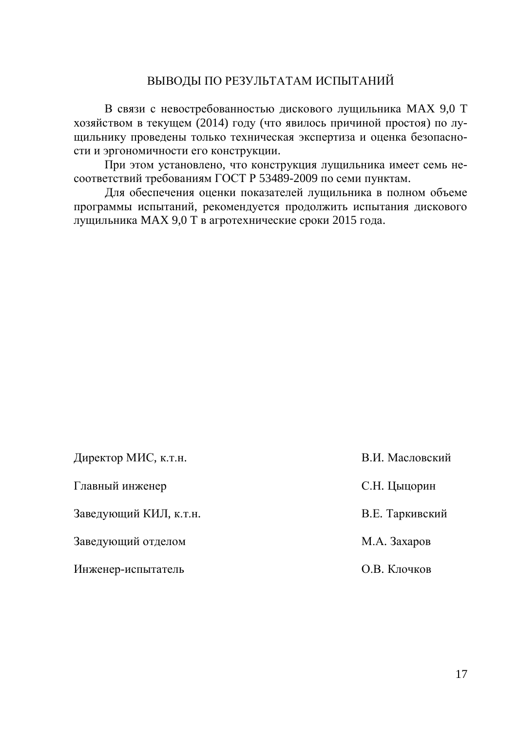## ВЫВОДЫ ПО РЕЗУЛЬТАТАМ ИСПЫТАНИЙ

В связи с невостребованностью дискового лущильника MAX 9,0 T хозяйством в текущем (2014) году (что явилось причиной простоя) по лущильнику проведены только техническая экспертиза и оценка безопасности и эргономичности его конструкции.

При этом установлено, что конструкция лущильника имеет семь несоответствий требованиям ГОСТ Р 53489-2009 по семи пунктам.

Для обеспечения оценки показателей лущильника в полном объеме программы испытаний, рекомендуется продолжить испытания дискового лущильника MAX 9,0 T в агротехнические сроки 2015 года.

| | |
|---|---|
| Директор МИС, к.т.н. | В.И. Масловский |
| Главный инженер | С.Н. Цыцорин |
| Заведующий КИЛ, к.т.н. | В.Е. Таркивский |
| Заведующий отделом | М.А. Захаров |
| Инженер-испытатель | О.В. Клочков |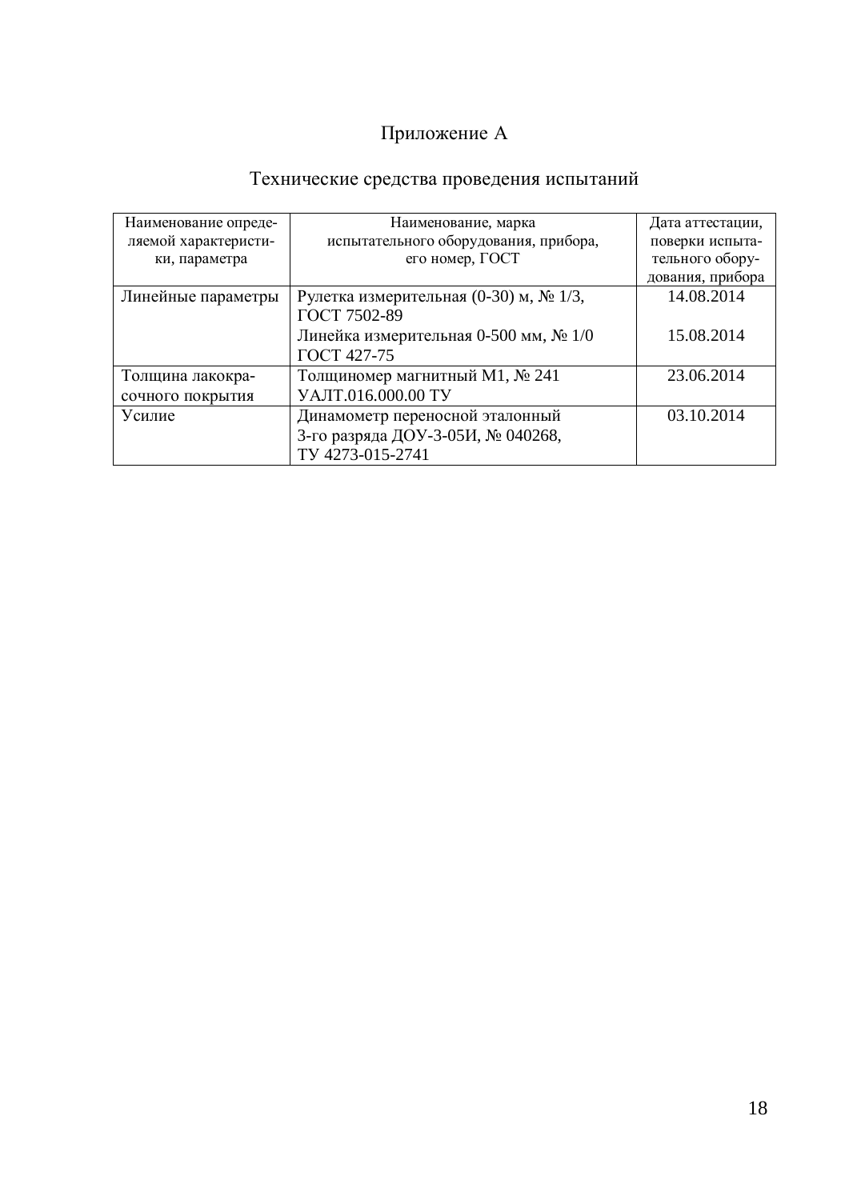# Приложение А

## Технические средства проведения испытаний

| Наименование определяемой характеристики, параметра | Наименование, марка испытательного оборудования, прибора, его номер, ГОСТ | Дата аттестации, поверки испытательного оборудования, прибора |
|---|---|---|
| Линейные параметры | Рулетка измерительная (0-30) м, № 1/3, ГОСТ 7502-89 | 14.08.2014 |
| | Линейка измерительная 0-500 мм, № 1/0 ГОСТ 427-75 | 15.08.2014 |
| Толщина лакокрасочного покрытия | Толщиномер магнитный М1, № 241 УАЛТ.016.000.00 ТУ | 23.06.2014 |
| Усилие | Динамометр переносной эталонный 3-го разряда ДОУ-3-05И, № 040268, ТУ 4273-015-2741 | 03.10.2014 |